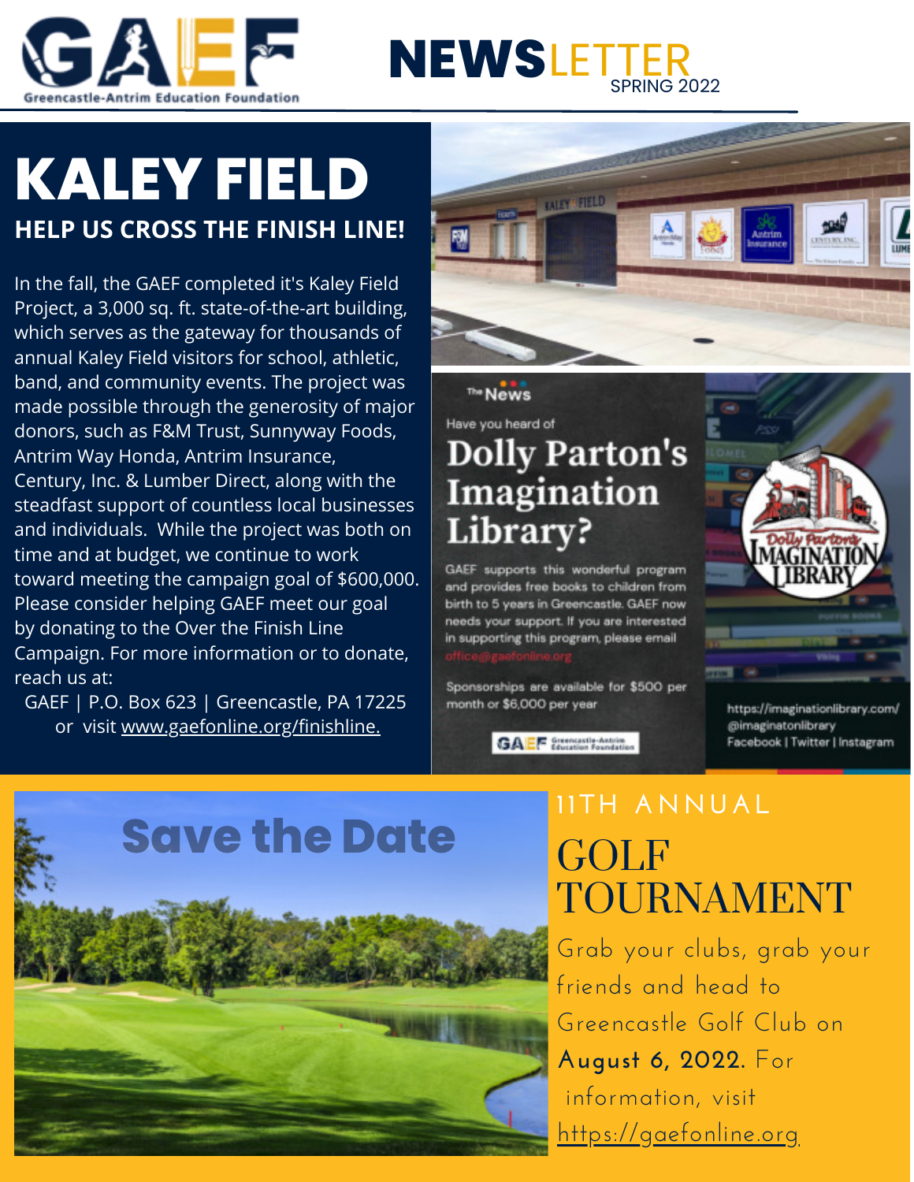# GAEF

Greencastle-Antrim Education Foundation

# NEWSLETTER

SPRING 2022

## KALEY FIELD

### HELP US CROSS THE FINISH LINE!

In the fall, the GAEF completed it's Kaley Field Project, a 3,000 sq. ft. state-of-the-art building, which serves as the gateway for thousands of annual Kaley Field visitors for school, athletic, band, and community events. The project was made possible through the generosity of major donors, such as F&M Trust, Sunnyway Foods, Antrim Way Honda, Antrim Insurance, Century, Inc. & Lumber Direct, along with the steadfast support of countless local businesses and individuals. While the project was both on time and at budget, we continue to work toward meeting the campaign goal of $600,000. Please consider helping GAEF meet our goal by donating to the Over the Finish Line Campaign. For more information or to donate, reach us at:

GAEF | P.O. Box 623 | Greencastle, PA 17225
or visit www.gaefonline.org/finishline.

The News

Have you heard of

## Dolly Parton's Imagination Library?

GAEF supports this wonderful program and provides free books to children from birth to 5 years in Greencastle. GAEF now needs your support. If you are interested in supporting this program, please email office@gaefonline.org

Sponsorships are available for $500 per month or $6,000 per year

https://imaginationlibrary.com/
@imaginatonlibrary
Facebook | Twitter | Instagram

## Save the Date

11TH ANNUAL

## GOLF TOURNAMENT

Grab your clubs, grab your friends and head to Greencastle Golf Club on **August 6, 2022.** For information, visit https://gaefonline.org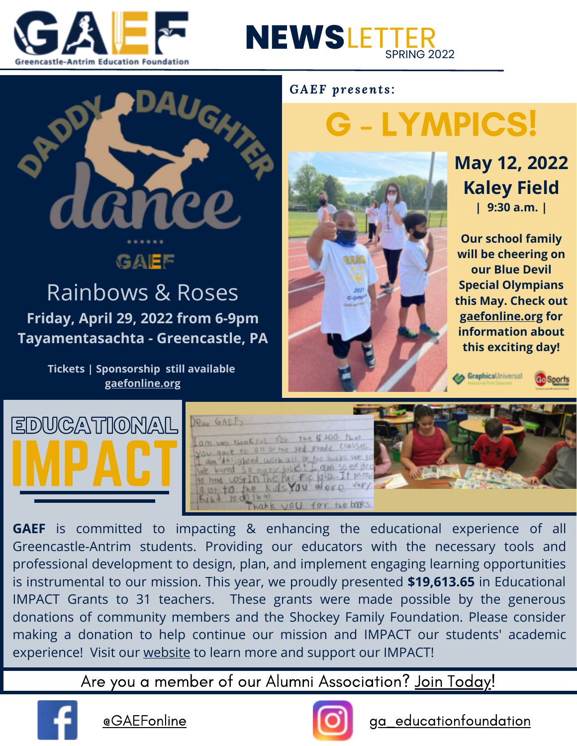# GAEF

Greencastle-Antrim Education Foundation

# NEWSLETTER

SPRING 2022

## Daddy Daughter dance

GAEF

### Rainbows & Roses

**Friday, April 29, 2022 from 6-9pm**

**Tayamentasachta - Greencastle, PA**

**Tickets | Sponsorship still available**

**gaefonline.org**

*GAEF presents:*

## G - LYMPICS!

**May 12, 2022**

**Kaley Field**

**| 9:30 a.m. |**

**Our school family will be cheering on our Blue Devil Special Olympians this May. Check out gaefonline.org for information about this exciting day!**

GraphicsUniversal

GoSports

## EDUCATIONAL IMPACT

Dear GAEF,

I am very thankful for the $200 that you gave to all of the 3rd grade classes. I am delighted with all of the books we got. We bought so many books! I am so excited to read Lost In The Pacific 1942. It means a lot to the kids. You were very kind to do that.

Thank you for the books

**GAEF** is committed to impacting & enhancing the educational experience of all Greencastle-Antrim students. Providing our educators with the necessary tools and professional development to design, plan, and implement engaging learning opportunities is instrumental to our mission. This year, we proudly presented **$19,613.65** in Educational IMPACT Grants to 31 teachers. These grants were made possible by the generous donations of community members and the Shockey Family Foundation. Please consider making a donation to help continue our mission and IMPACT our students' academic experience! Visit our website to learn more and support our IMPACT!

Are you a member of our Alumni Association? Join Today!

@GAEFonline

ga_educationfoundation